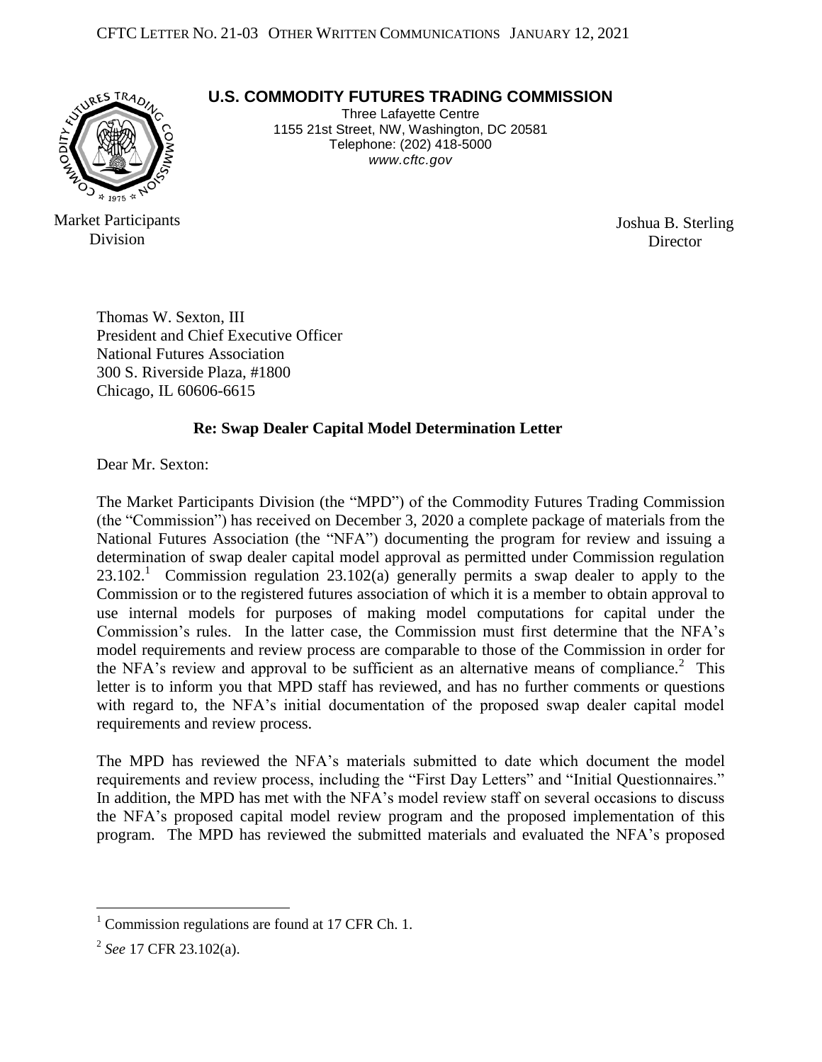CFTC LETTER NO. 21-03 OTHER WRITTEN COMMUNICATIONS JANUARY 12, 2021

**U.S. COMMODITY FUTURES TRADING COMMISSION**

Three Lafayette Centre
1155 21st Street, NW, Washington, DC 20581
Telephone: (202) 418-5000
*www.cftc.gov*

Market Participants Division

Joshua B. Sterling
Director

Thomas W. Sexton, III
President and Chief Executive Officer
National Futures Association
300 S. Riverside Plaza, #1800
Chicago, IL 60606-6615

**Re: Swap Dealer Capital Model Determination Letter**

Dear Mr. Sexton:

The Market Participants Division (the "MPD") of the Commodity Futures Trading Commission (the "Commission") has received on December 3, 2020 a complete package of materials from the National Futures Association (the "NFA") documenting the program for review and issuing a determination of swap dealer capital model approval as permitted under Commission regulation 23.102.[1] Commission regulation 23.102(a) generally permits a swap dealer to apply to the Commission or to the registered futures association of which it is a member to obtain approval to use internal models for purposes of making model computations for capital under the Commission's rules. In the latter case, the Commission must first determine that the NFA's model requirements and review process are comparable to those of the Commission in order for the NFA's review and approval to be sufficient as an alternative means of compliance.[2] This letter is to inform you that MPD staff has reviewed, and has no further comments or questions with regard to, the NFA's initial documentation of the proposed swap dealer capital model requirements and review process.

The MPD has reviewed the NFA's materials submitted to date which document the model requirements and review process, including the "First Day Letters" and "Initial Questionnaires." In addition, the MPD has met with the NFA's model review staff on several occasions to discuss the NFA's proposed capital model review program and the proposed implementation of this program. The MPD has reviewed the submitted materials and evaluated the NFA's proposed

[1] Commission regulations are found at 17 CFR Ch. 1.

[2] *See* 17 CFR 23.102(a).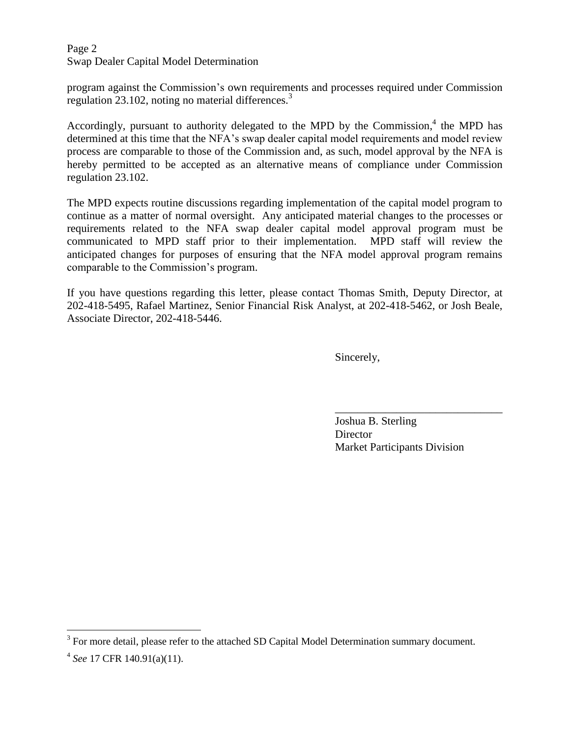program against the Commission's own requirements and processes required under Commission regulation 23.102, noting no material differences.[3]

Accordingly, pursuant to authority delegated to the MPD by the Commission,[4] the MPD has determined at this time that the NFA's swap dealer capital model requirements and model review process are comparable to those of the Commission and, as such, model approval by the NFA is hereby permitted to be accepted as an alternative means of compliance under Commission regulation 23.102.

The MPD expects routine discussions regarding implementation of the capital model program to continue as a matter of normal oversight. Any anticipated material changes to the processes or requirements related to the NFA swap dealer capital model approval program must be communicated to MPD staff prior to their implementation. MPD staff will review the anticipated changes for purposes of ensuring that the NFA model approval program remains comparable to the Commission's program.

If you have questions regarding this letter, please contact Thomas Smith, Deputy Director, at 202-418-5495, Rafael Martinez, Senior Financial Risk Analyst, at 202-418-5462, or Josh Beale, Associate Director, 202-418-5446.

Sincerely,

\_\_\_\_\_\_\_\_\_\_\_\_\_\_\_\_\_\_\_\_\_\_\_\_\_\_\_\_\_\_

Joshua B. Sterling
Director
Market Participants Division

---

[3] For more detail, please refer to the attached SD Capital Model Determination summary document.

[4] *See* 17 CFR 140.91(a)(11).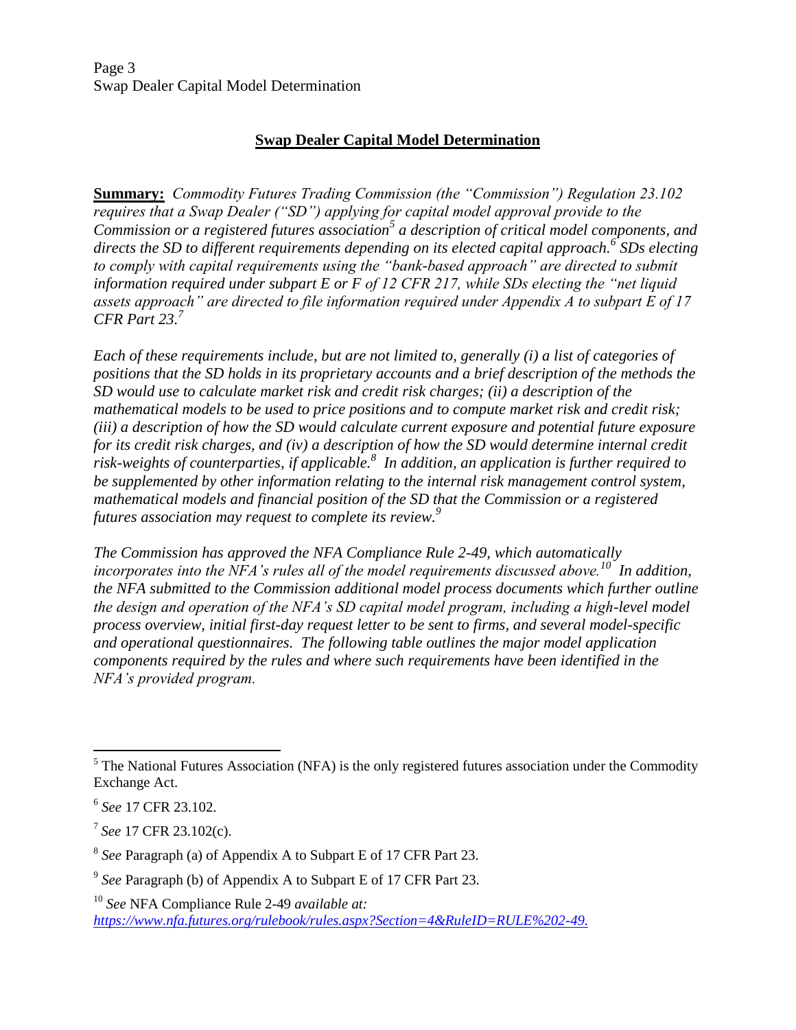## Swap Dealer Capital Model Determination

**Summary:** *Commodity Futures Trading Commission (the "Commission") Regulation 23.102 requires that a Swap Dealer ("SD") applying for capital model approval provide to the Commission or a registered futures association[5] a description of critical model components, and directs the SD to different requirements depending on its elected capital approach.[6] SDs electing to comply with capital requirements using the "bank-based approach" are directed to submit information required under subpart E or F of 12 CFR 217, while SDs electing the "net liquid assets approach" are directed to file information required under Appendix A to subpart E of 17 CFR Part 23.[7]*

*Each of these requirements include, but are not limited to, generally (i) a list of categories of positions that the SD holds in its proprietary accounts and a brief description of the methods the SD would use to calculate market risk and credit risk charges; (ii) a description of the mathematical models to be used to price positions and to compute market risk and credit risk; (iii) a description of how the SD would calculate current exposure and potential future exposure for its credit risk charges, and (iv) a description of how the SD would determine internal credit risk-weights of counterparties, if applicable.[8] In addition, an application is further required to be supplemented by other information relating to the internal risk management control system, mathematical models and financial position of the SD that the Commission or a registered futures association may request to complete its review.[9]*

*The Commission has approved the NFA Compliance Rule 2-49, which automatically incorporates into the NFA's rules all of the model requirements discussed above.[10] In addition, the NFA submitted to the Commission additional model process documents which further outline the design and operation of the NFA's SD capital model program, including a high-level model process overview, initial first-day request letter to be sent to firms, and several model-specific and operational questionnaires. The following table outlines the major model application components required by the rules and where such requirements have been identified in the NFA's provided program.*

---

[5] The National Futures Association (NFA) is the only registered futures association under the Commodity Exchange Act.

[6] *See* 17 CFR 23.102.

[7] *See* 17 CFR 23.102(c).

[8] *See* Paragraph (a) of Appendix A to Subpart E of 17 CFR Part 23.

[9] *See* Paragraph (b) of Appendix A to Subpart E of 17 CFR Part 23.

[10] *See* NFA Compliance Rule 2-49 *available at:* https://www.nfa.futures.org/rulebook/rules.aspx?Section=4&RuleID=RULE%202-49.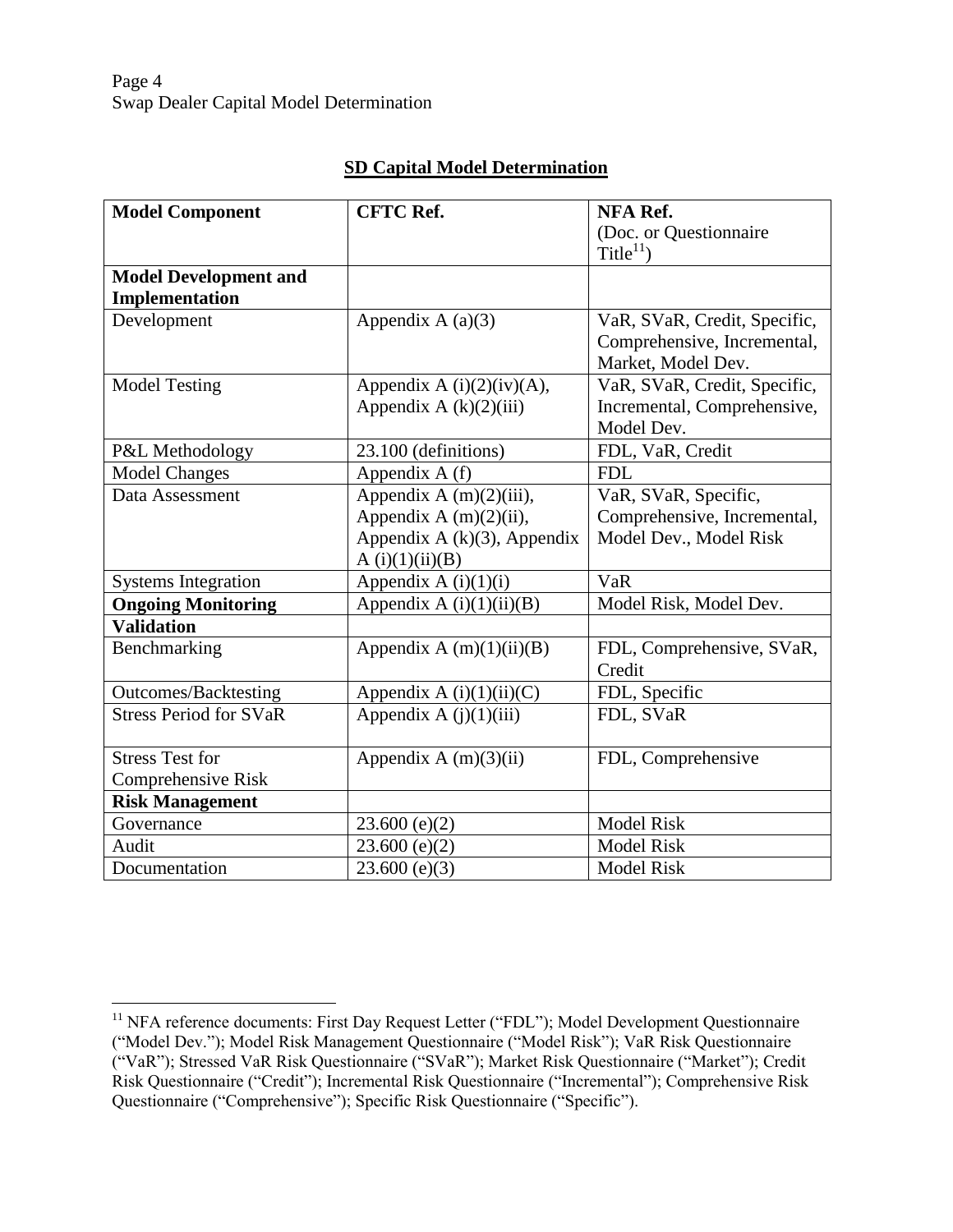## SD Capital Model Determination

| Model Component | CFTC Ref. | NFA Ref. (Doc. or Questionnaire Title[11]) |
|---|---|---|
| **Model Development and Implementation** | | |
| Development | Appendix A (a)(3) | VaR, SVaR, Credit, Specific, Comprehensive, Incremental, Market, Model Dev. |
| Model Testing | Appendix A (i)(2)(iv)(A), Appendix A (k)(2)(iii) | VaR, SVaR, Credit, Specific, Incremental, Comprehensive, Model Dev. |
| P&L Methodology | 23.100 (definitions) | FDL, VaR, Credit |
| Model Changes | Appendix A (f) | FDL |
| Data Assessment | Appendix A (m)(2)(iii), Appendix A (m)(2)(ii), Appendix A (k)(3), Appendix A (i)(1)(ii)(B) | VaR, SVaR, Specific, Comprehensive, Incremental, Model Dev., Model Risk |
| Systems Integration | Appendix A (i)(1)(i) | VaR |
| **Ongoing Monitoring** | Appendix A (i)(1)(ii)(B) | Model Risk, Model Dev. |
| **Validation** | | |
| Benchmarking | Appendix A (m)(1)(ii)(B) | FDL, Comprehensive, SVaR, Credit |
| Outcomes/Backtesting | Appendix A (i)(1)(ii)(C) | FDL, Specific |
| Stress Period for SVaR | Appendix A (j)(1)(iii) | FDL, SVaR |
| Stress Test for Comprehensive Risk | Appendix A (m)(3)(ii) | FDL, Comprehensive |
| **Risk Management** | | |
| Governance | 23.600 (e)(2) | Model Risk |
| Audit | 23.600 (e)(2) | Model Risk |
| Documentation | 23.600 (e)(3) | Model Risk |

[11] NFA reference documents: First Day Request Letter ("FDL"); Model Development Questionnaire ("Model Dev."); Model Risk Management Questionnaire ("Model Risk"); VaR Risk Questionnaire ("VaR"); Stressed VaR Risk Questionnaire ("SVaR"); Market Risk Questionnaire ("Market"); Credit Risk Questionnaire ("Credit"); Incremental Risk Questionnaire ("Incremental"); Comprehensive Risk Questionnaire ("Comprehensive"); Specific Risk Questionnaire ("Specific").